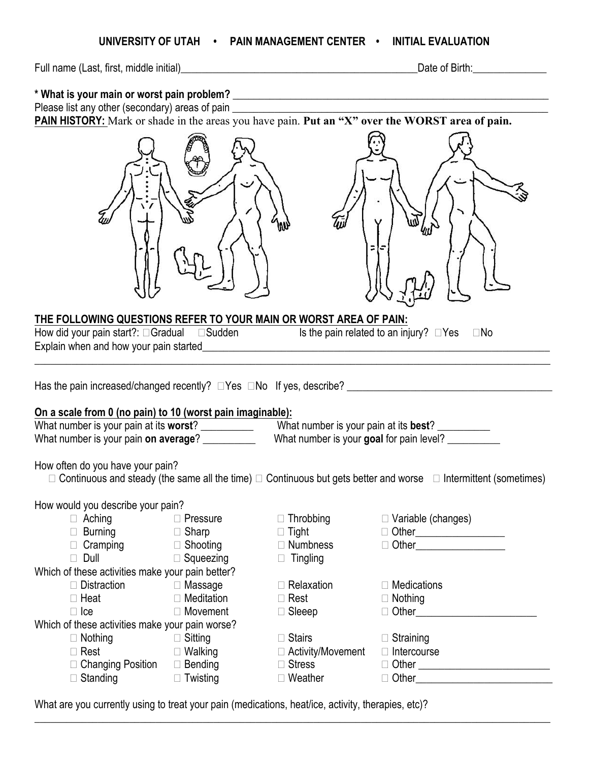**UNIVERSITY OF UTAH • PAIN MANAGEMENT CENTER • INITIAL EVALUATION**

Full name (Last, first, middle initial)_______________________________________________Date of Birth:______________

**\* What is your main or worst pain problem?** _______________________________________________________________

Please list any other (secondary) areas of pain ___________________________________________________________

**PAIN HISTORY:** Mark or shade in the areas you have pain. **Put an "X" over the WORST area of pain.**

**THE FOLLOWING QUESTIONS REFER TO YOUR MAIN OR WORST AREA OF PAIN:**

How did your pain start?: ☐Gradual ☐Sudden      Is the pain related to an injury? ☐Yes ☐No

Explain when and how your pain started_______________________________________________________________

_____________________________________________________________________________________________

Has the pain increased/changed recently? ☐Yes ☐No If yes, describe? _____________________________________

**On a scale from 0 (no pain) to 10 (worst pain imaginable):**

What number is your pain at its **worst**? __________      What number is your pain at its **best**? __________

What number is your pain **on average**? __________      What number is your **goal** for pain level? __________

How often do you have your pain?

☐ Continuous and steady (the same all the time) ☐ Continuous but gets better and worse ☐ Intermittent (sometimes)

How would you describe your pain?

| | | | |
|---|---|---|---|
| ☐ Aching | ☐ Pressure | ☐ Throbbing | ☐ Variable (changes) |
| ☐ Burning | ☐ Sharp | ☐ Tight | ☐ Other________________ |
| ☐ Cramping | ☐ Shooting | ☐ Numbness | ☐ Other________________ |
| ☐ Dull | ☐ Squeezing | ☐ Tingling | |

Which of these activities make your pain better?

| | | | |
|---|---|---|---|
| ☐ Distraction | ☐ Massage | ☐ Relaxation | ☐ Medications |
| ☐ Heat | ☐ Meditation | ☐ Rest | ☐ Nothing |
| ☐ Ice | ☐ Movement | ☐ Sleeep | ☐ Other______________________ |

Which of these activities make your pain worse?

| | | | |
|---|---|---|---|
| ☐ Nothing | ☐ Sitting | ☐ Stairs | ☐ Straining |
| ☐ Rest | ☐ Walking | ☐ Activity/Movement | ☐ Intercourse |
| ☐ Changing Position | ☐ Bending | ☐ Stress | ☐ Other ________________________ |
| ☐ Standing | ☐ Twisting | ☐ Weather | ☐ Other_________________________ |

What are you currently using to treat your pain (medications, heat/ice, activity, therapies, etc)?

_____________________________________________________________________________________________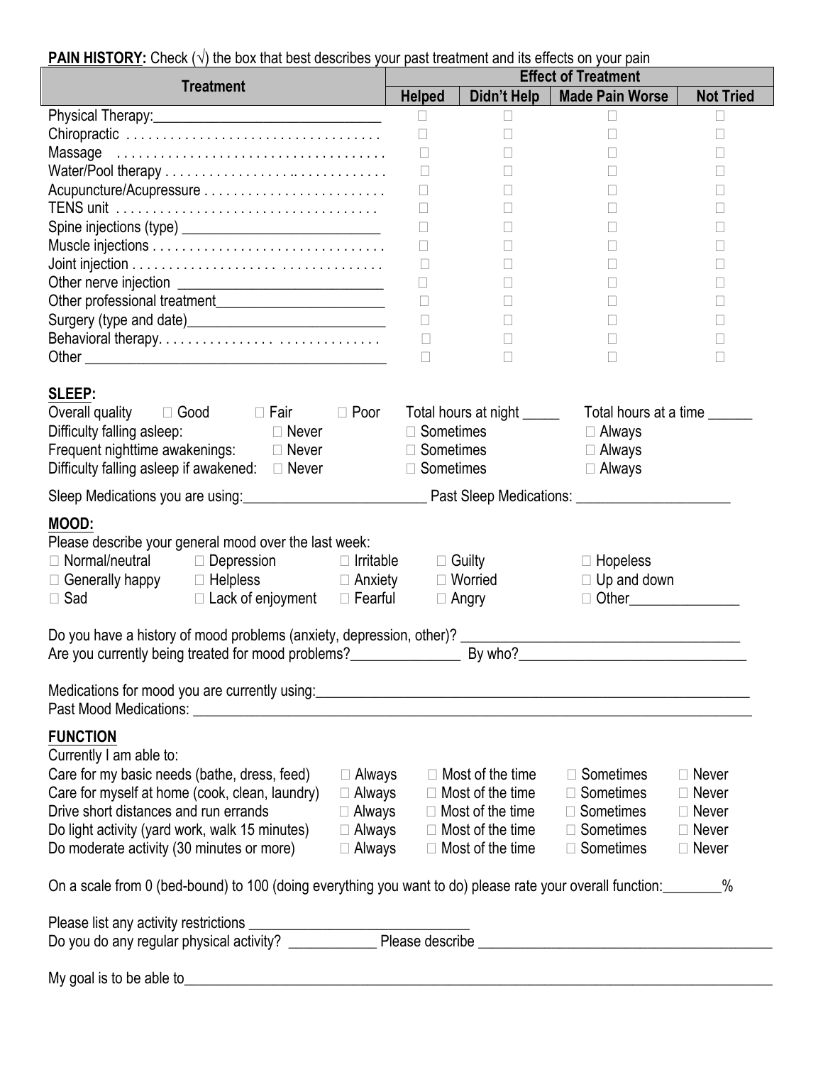**PAIN HISTORY:** Check (√) the box that best describes your past treatment and its effects on your pain

| Treatment | Effect of Treatment | | | |
|---|---|---|---|---|
| | Helped | Didn't Help | Made Pain Worse | Not Tried |
| Physical Therapy:_____________________________ | ☐ | ☐ | ☐ | ☐ |
| Chiropractic . . . . . . . . . . . . . . . . . . . . . . . . . . . . . . . . . . . | ☐ | ☐ | ☐ | ☐ |
| Massage . . . . . . . . . . . . . . . . . . . . . . . . . . . . . . . . . . . . | ☐ | ☐ | ☐ | ☐ |
| Water/Pool therapy . . . . . . . . . . . . . . . . .. . . . . . . . . . . . | ☐ | ☐ | ☐ | ☐ |
| Acupuncture/Acupressure . . . . . . . . . . . . . . . . . . . . . . . . . | ☐ | ☐ | ☐ | ☐ |
| TENS unit . . . . . . . . . . . . . . . . . . . . . . . . . . . . . . . . . . . | ☐ | ☐ | ☐ | ☐ |
| Spine injections (type) __________________________ | ☐ | ☐ | ☐ | ☐ |
| Muscle injections . . . . . . . . . . . . . . . . . . . . . . . . . . . . . . . | ☐ | ☐ | ☐ | ☐ |
| Joint injection . . . . . . . . . . . . . . . . . . . . . . . . . . . . . . . . | ☐ | ☐ | ☐ | ☐ |
| Other nerve injection ___________________________ | ☐ | ☐ | ☐ | ☐ |
| Other professional treatment______________________ | ☐ | ☐ | ☐ | ☐ |
| Surgery (type and date)__________________________ | ☐ | ☐ | ☐ | ☐ |
| Behavioral therapy. . . . . . . . . . . . . . . . . . . . . . . . . . . . . | ☐ | ☐ | ☐ | ☐ |
| Other ______________________________________ | ☐ | ☐ | ☐ | ☐ |

**SLEEP:**

Overall quality ☐ Good ☐ Fair ☐ Poor Total hours at night _____ Total hours at a time ______

Difficulty falling asleep: ☐ Never ☐ Sometimes ☐ Always

Frequent nighttime awakenings: ☐ Never ☐ Sometimes ☐ Always

Difficulty falling asleep if awakened: ☐ Never ☐ Sometimes ☐ Always

Sleep Medications you are using:________________________ Past Sleep Medications: ____________________

**MOOD:**

Please describe your general mood over the last week:

☐ Normal/neutral ☐ Depression ☐ Irritable ☐ Guilty ☐ Hopeless

☐ Generally happy ☐ Helpless ☐ Anxiety ☐ Worried ☐ Up and down

☐ Sad ☐ Lack of enjoyment ☐ Fearful ☐ Angry ☐ Other_______________

Do you have a history of mood problems (anxiety, depression, other)? _____________________________________

Are you currently being treated for mood problems?______________ By who?______________________________

Medications for mood you are currently using:_________________________________________________________

Past Mood Medications: _____________________________________________________________________

**FUNCTION**

Currently I am able to:

Care for my basic needs (bathe, dress, feed) ☐ Always ☐ Most of the time ☐ Sometimes ☐ Never

Care for myself at home (cook, clean, laundry) ☐ Always ☐ Most of the time ☐ Sometimes ☐ Never

Drive short distances and run errands ☐ Always ☐ Most of the time ☐ Sometimes ☐ Never

Do light activity (yard work, walk 15 minutes) ☐ Always ☐ Most of the time ☐ Sometimes ☐ Never

Do moderate activity (30 minutes or more) ☐ Always ☐ Most of the time ☐ Sometimes ☐ Never

On a scale from 0 (bed-bound) to 100 (doing everything you want to do) please rate your overall function:________%

Please list any activity restrictions _____________________________

Do you do any regular physical activity? ____________ Please describe _______________________________________

My goal is to be able to_______________________________________________________________________________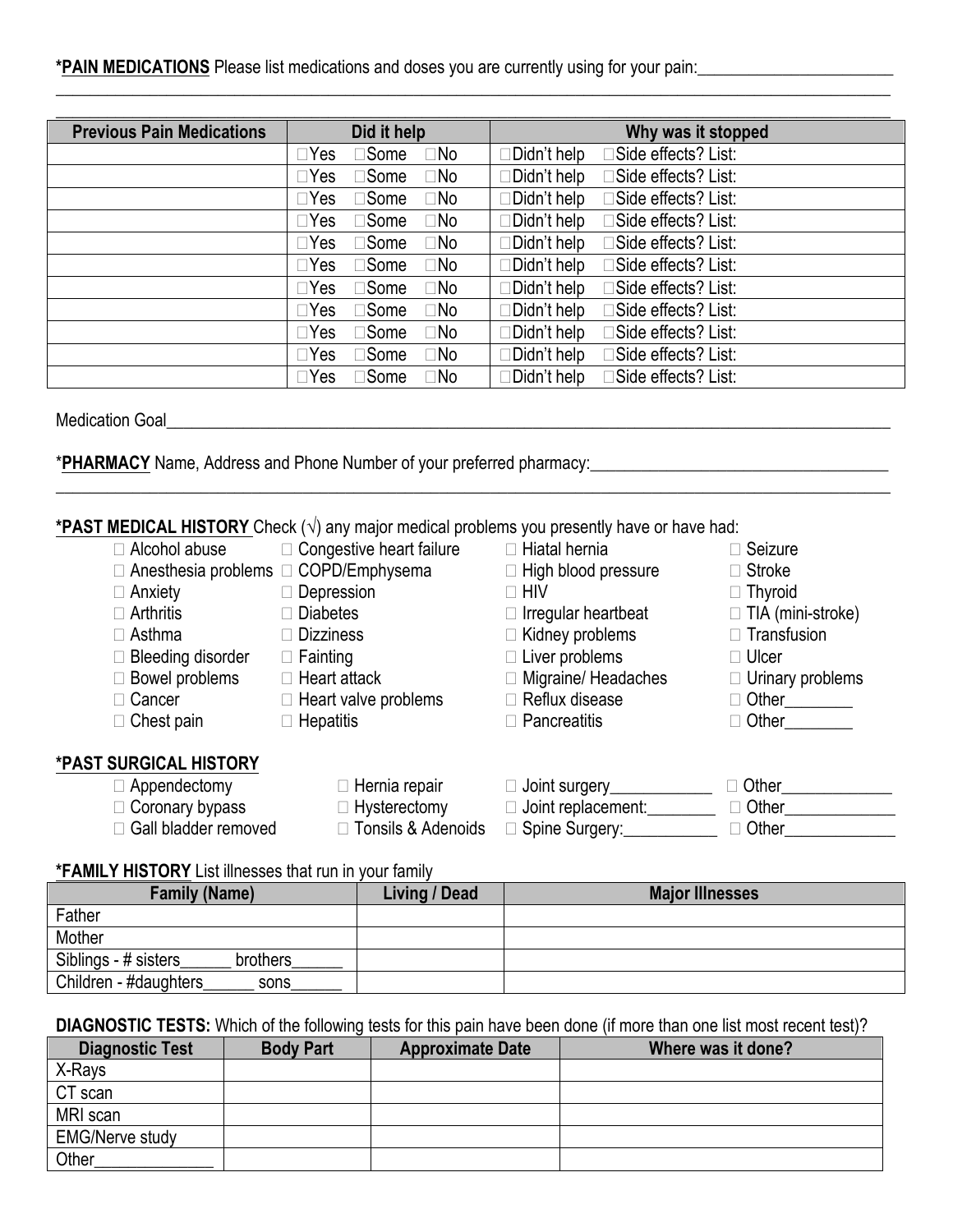**\*PAIN MEDICATIONS** Please list medications and doses you are currently using for your pain:________________________

______________________________________________________________________________________________________

______________________________________________________________________________________________________

| Previous Pain Medications | Did it help | Why was it stopped |
|---|---|---|
| | □Yes □Some □No | □Didn't help □Side effects? List: |
| | □Yes □Some □No | □Didn't help □Side effects? List: |
| | □Yes □Some □No | □Didn't help □Side effects? List: |
| | □Yes □Some □No | □Didn't help □Side effects? List: |
| | □Yes □Some □No | □Didn't help □Side effects? List: |
| | □Yes □Some □No | □Didn't help □Side effects? List: |
| | □Yes □Some □No | □Didn't help □Side effects? List: |
| | □Yes □Some □No | □Didn't help □Side effects? List: |
| | □Yes □Some □No | □Didn't help □Side effects? List: |
| | □Yes □Some □No | □Didn't help □Side effects? List: |
| | □Yes □Some □No | □Didn't help □Side effects? List: |

Medication Goal______________________________________________________________________________________

\***PHARMACY** Name, Address and Phone Number of your preferred pharmacy:_____________________________________

______________________________________________________________________________________________________

**\*PAST MEDICAL HISTORY** Check (√) any major medical problems you presently have or have had:

□ Alcohol abuse
□ Anesthesia problems
□ Anxiety
□ Arthritis
□ Asthma
□ Bleeding disorder
□ Bowel problems
□ Cancer
□ Chest pain
□ Congestive heart failure
□ COPD/Emphysema
□ Depression
□ Diabetes
□ Dizziness
□ Fainting
□ Heart attack
□ Heart valve problems
□ Hepatitis
□ Hiatal hernia
□ High blood pressure
□ HIV
□ Irregular heartbeat
□ Kidney problems
□ Liver problems
□ Migraine/ Headaches
□ Reflux disease
□ Pancreatitis
□ Seizure
□ Stroke
□ Thyroid
□ TIA (mini-stroke)
□ Transfusion
□ Ulcer
□ Urinary problems
□ Other________
□ Other________

**\*PAST SURGICAL HISTORY**

□ Appendectomy
□ Coronary bypass
□ Gall bladder removed
□ Hernia repair
□ Hysterectomy
□ Tonsils & Adenoids
□ Joint surgery____________
□ Joint replacement:________
□ Spine Surgery:___________
□ Other_____________
□ Other_____________
□ Other_____________

**\*FAMILY HISTORY** List illnesses that run in your family

| Family (Name) | Living / Dead | Major Illnesses |
|---|---|---|
| Father | | |
| Mother | | |
| Siblings - # sisters______ brothers______ | | |
| Children - #daughters______ sons______ | | |

**DIAGNOSTIC TESTS:** Which of the following tests for this pain have been done (if more than one list most recent test)?

| Diagnostic Test | Body Part | Approximate Date | Where was it done? |
|---|---|---|---|
| X-Rays | | | |
| CT scan | | | |
| MRI scan | | | |
| EMG/Nerve study | | | |
| Other______________ | | | |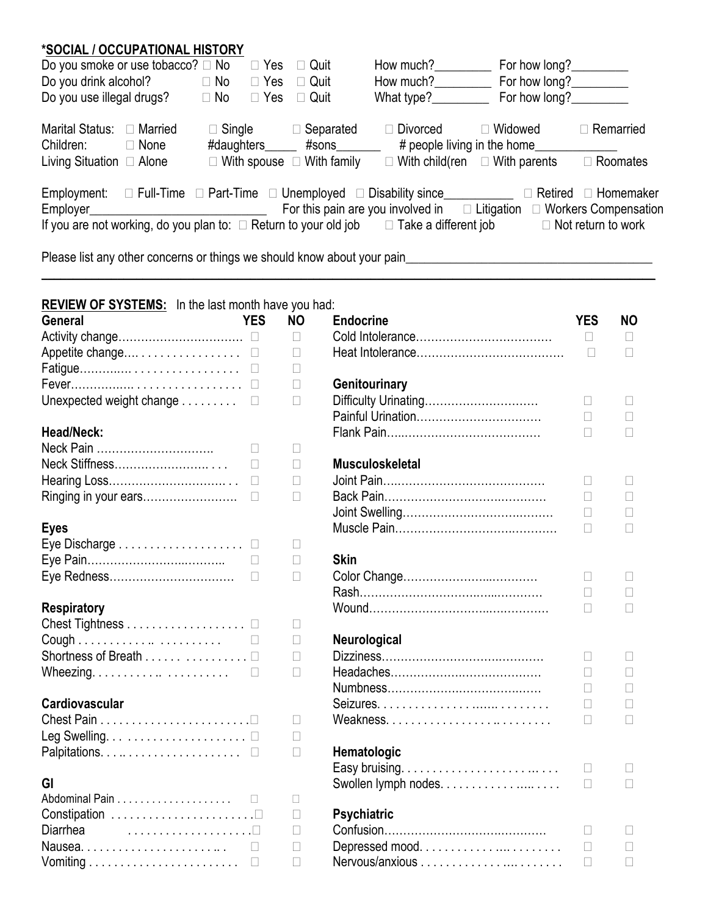## *SOCIAL / OCCUPATIONAL HISTORY

Do you smoke or use tobacco? □ No □ Yes □ Quit How much?_________ For how long?_________

Do you drink alcohol? □ No □ Yes □ Quit How much?_________ For how long?_________

Do you use illegal drugs? □ No □ Yes □ Quit What type?_________ For how long?_________

Marital Status: □ Married □ Single □ Separated □ Divorced □ Widowed □ Remarried

Children: □ None #daughters_____ #sons_______ # people living in the home_____________

Living Situation □ Alone □ With spouse □ With family □ With child(ren □ With parents □ Roomates

Employment: □ Full-Time □ Part-Time □ Unemployed □ Disability since___________ □ Retired □ Homemaker

Employer____________________________ For this pain are you involved in □ Litigation □ Workers Compensation

If you are not working, do you plan to: □ Return to your old job □ Take a different job □ Not return to work

Please list any other concerns or things we should know about your pain_______________________________________

___________________________________________________________________________________________

**REVIEW OF SYSTEMS:** In the last month have you had:

| General | YES | NO |
|---|---|---|
| Activity change | □ | □ |
| Appetite change | □ | □ |
| Fatigue | □ | □ |
| Fever | □ | □ |
| Unexpected weight change | □ | □ |
| **Head/Neck:** | | |
| Neck Pain | □ | □ |
| Neck Stiffness | □ | □ |
| Hearing Loss | □ | □ |
| Ringing in your ears | □ | □ |
| **Eyes** | | |
| Eye Discharge | □ | □ |
| Eye Pain | □ | □ |
| Eye Redness | □ | □ |
| **Respiratory** | | |
| Chest Tightness | □ | □ |
| Cough | □ | □ |
| Shortness of Breath | □ | □ |
| Wheezing | □ | □ |
| **Cardiovascular** | | |
| Chest Pain | □ | □ |
| Leg Swelling | □ | □ |
| Palpitations | □ | □ |
| **GI** | | |
| Abdominal Pain | □ | □ |
| Constipation | □ | □ |
| Diarrhea | □ | □ |
| Nausea | □ | □ |
| Vomiting | □ | □ |

| Endocrine | YES | NO |
|---|---|---|
| Cold Intolerance | □ | □ |
| Heat Intolerance | □ | □ |
| **Genitourinary** | | |
| Difficulty Urinating | □ | □ |
| Painful Urination | □ | □ |
| Flank Pain | □ | □ |
| **Musculoskeletal** | | |
| Joint Pain | □ | □ |
| Back Pain | □ | □ |
| Joint Swelling | □ | □ |
| Muscle Pain | □ | □ |
| **Skin** | | |
| Color Change | □ | □ |
| Rash | □ | □ |
| Wound | □ | □ |
| **Neurological** | | |
| Dizziness | □ | □ |
| Headaches | □ | □ |
| Numbness | □ | □ |
| Seizures | □ | □ |
| Weakness | □ | □ |
| **Hematologic** | | |
| Easy bruising | □ | □ |
| Swollen lymph nodes | □ | □ |
| **Psychiatric** | | |
| Confusion | □ | □ |
| Depressed mood | □ | □ |
| Nervous/anxious | □ | □ |